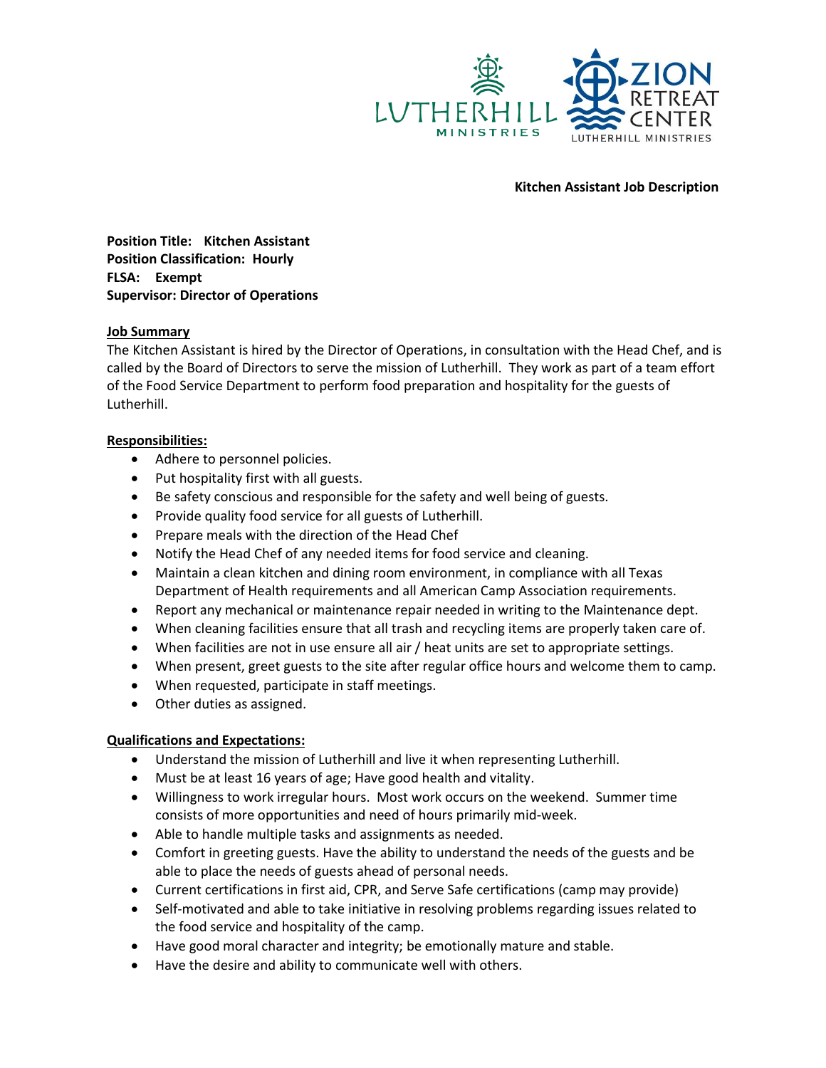**Kitchen Assistant Job Description**

**Position Title: Kitchen Assistant**
**Position Classification: Hourly**
**FLSA: Exempt**
**Supervisor: Director of Operations**

**Job Summary**

The Kitchen Assistant is hired by the Director of Operations, in consultation with the Head Chef, and is called by the Board of Directors to serve the mission of Lutherhill. They work as part of a team effort of the Food Service Department to perform food preparation and hospitality for the guests of Lutherhill.

**Responsibilities:**

- Adhere to personnel policies.
- Put hospitality first with all guests.
- Be safety conscious and responsible for the safety and well being of guests.
- Provide quality food service for all guests of Lutherhill.
- Prepare meals with the direction of the Head Chef
- Notify the Head Chef of any needed items for food service and cleaning.
- Maintain a clean kitchen and dining room environment, in compliance with all Texas Department of Health requirements and all American Camp Association requirements.
- Report any mechanical or maintenance repair needed in writing to the Maintenance dept.
- When cleaning facilities ensure that all trash and recycling items are properly taken care of.
- When facilities are not in use ensure all air / heat units are set to appropriate settings.
- When present, greet guests to the site after regular office hours and welcome them to camp.
- When requested, participate in staff meetings.
- Other duties as assigned.

**Qualifications and Expectations:**

- Understand the mission of Lutherhill and live it when representing Lutherhill.
- Must be at least 16 years of age; Have good health and vitality.
- Willingness to work irregular hours. Most work occurs on the weekend. Summer time consists of more opportunities and need of hours primarily mid-week.
- Able to handle multiple tasks and assignments as needed.
- Comfort in greeting guests. Have the ability to understand the needs of the guests and be able to place the needs of guests ahead of personal needs.
- Current certifications in first aid, CPR, and Serve Safe certifications (camp may provide)
- Self-motivated and able to take initiative in resolving problems regarding issues related to the food service and hospitality of the camp.
- Have good moral character and integrity; be emotionally mature and stable.
- Have the desire and ability to communicate well with others.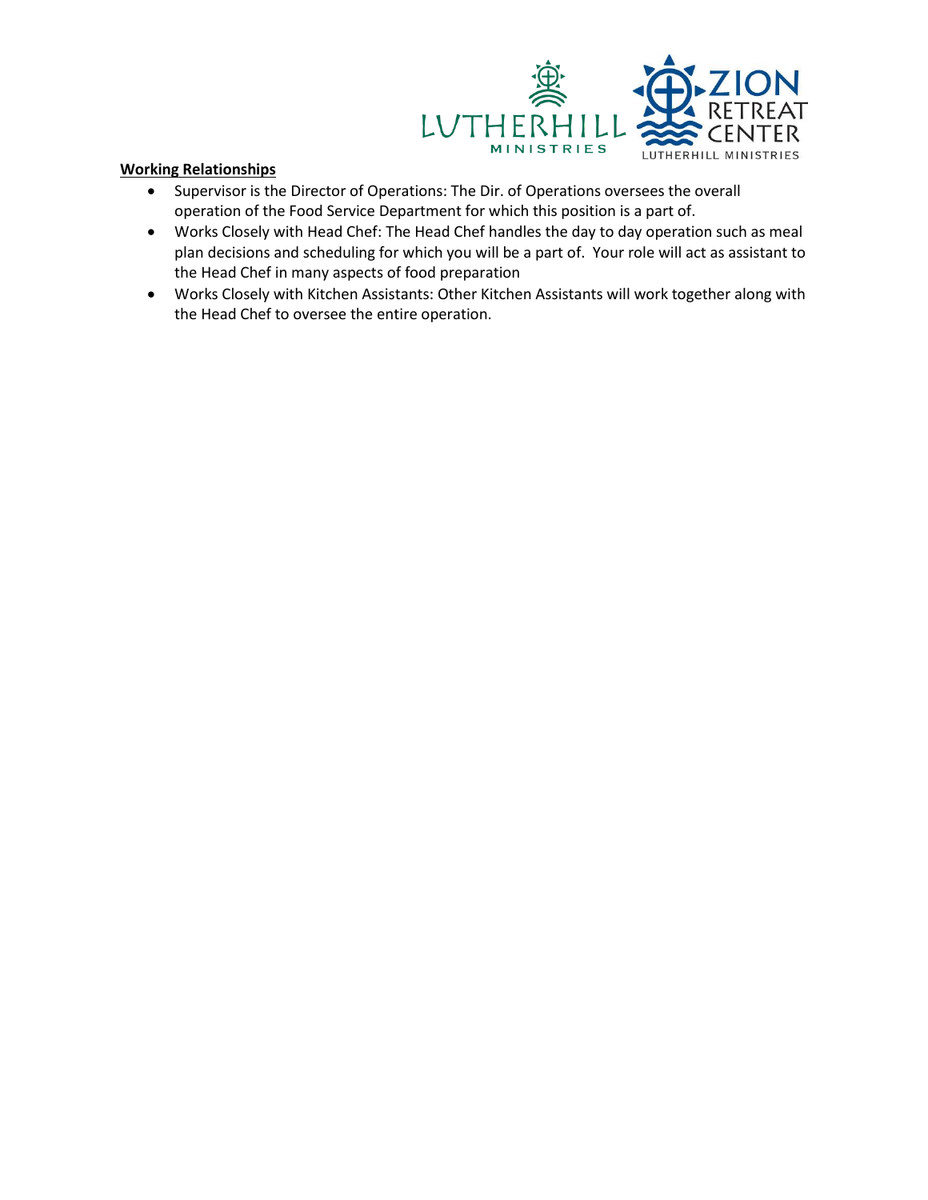**Working Relationships**

- Supervisor is the Director of Operations: The Dir. of Operations oversees the overall operation of the Food Service Department for which this position is a part of.
- Works Closely with Head Chef: The Head Chef handles the day to day operation such as meal plan decisions and scheduling for which you will be a part of. Your role will act as assistant to the Head Chef in many aspects of food preparation
- Works Closely with Kitchen Assistants: Other Kitchen Assistants will work together along with the Head Chef to oversee the entire operation.